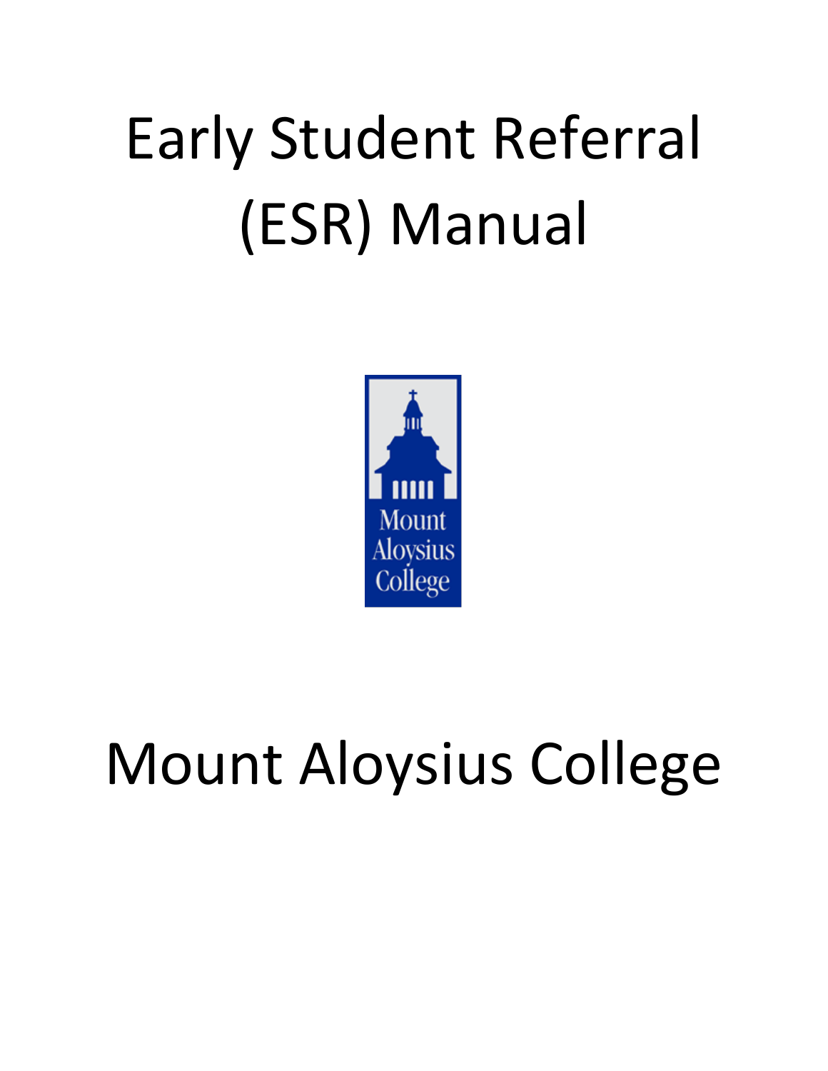# Early Student Referral (ESR) Manual

Mount Aloysius College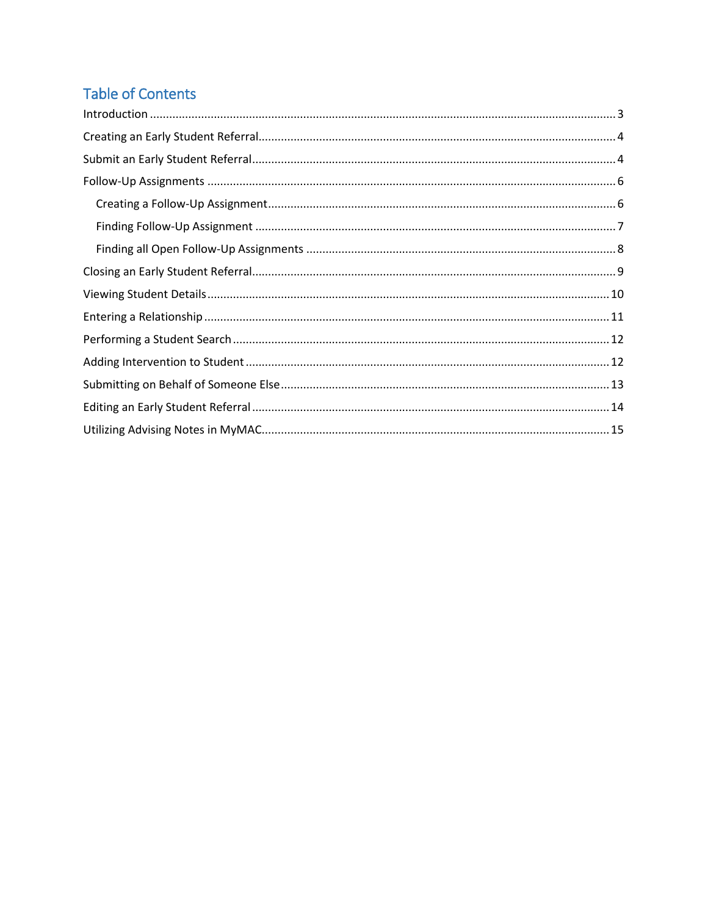## Table of Contents

Introduction ................................................................ 3

Creating an Early Student Referral ................................................................ 4

Submit an Early Student Referral ................................................................ 4

Follow-Up Assignments ................................................................ 6

- Creating a Follow-Up Assignment ................................................................ 6
- Finding Follow-Up Assignment ................................................................ 7
- Finding all Open Follow-Up Assignments ................................................................ 8

Closing an Early Student Referral ................................................................ 9

Viewing Student Details ................................................................ 10

Entering a Relationship ................................................................ 11

Performing a Student Search ................................................................ 12

Adding Intervention to Student ................................................................ 12

Submitting on Behalf of Someone Else ................................................................ 13

Editing an Early Student Referral ................................................................ 14

Utilizing Advising Notes in MyMAC ................................................................ 15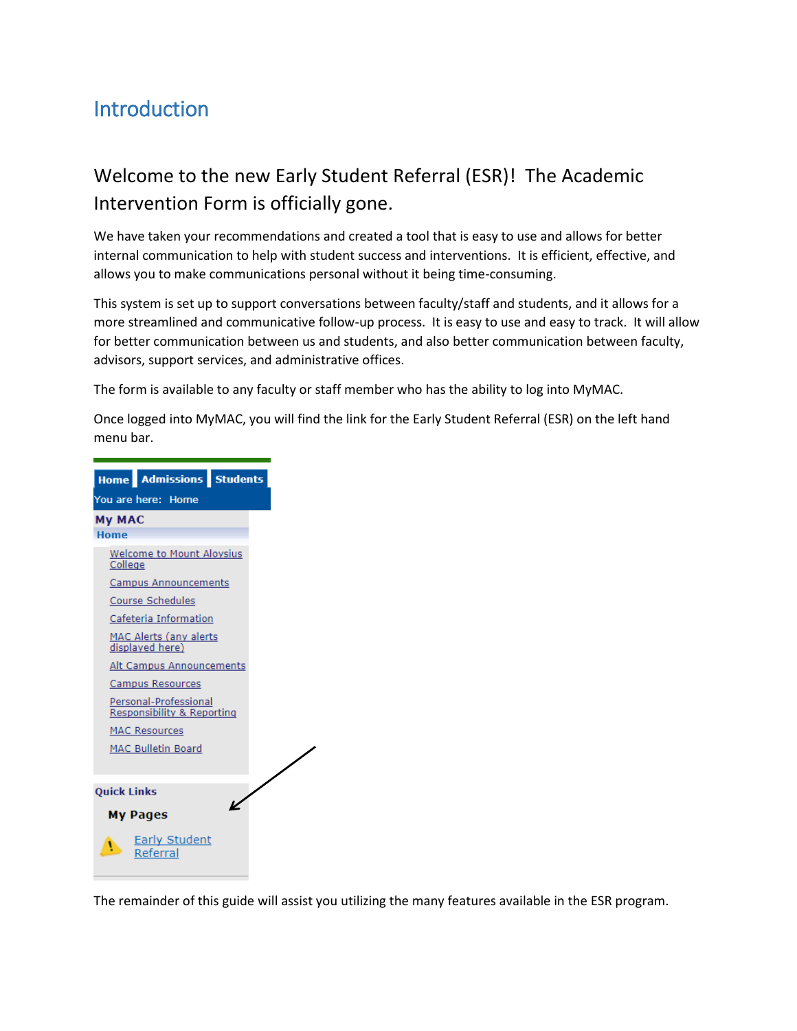# Introduction

## Welcome to the new Early Student Referral (ESR)! The Academic Intervention Form is officially gone.

We have taken your recommendations and created a tool that is easy to use and allows for better internal communication to help with student success and interventions. It is efficient, effective, and allows you to make communications personal without it being time-consuming.

This system is set up to support conversations between faculty/staff and students, and it allows for a more streamlined and communicative follow-up process. It is easy to use and easy to track. It will allow for better communication between us and students, and also better communication between faculty, advisors, support services, and administrative offices.

The form is available to any faculty or staff member who has the ability to log into MyMAC.

Once logged into MyMAC, you will find the link for the Early Student Referral (ESR) on the left hand menu bar.

Home | Admissions | Students

You are here: Home

**My MAC**

**Home**

- Welcome to Mount Aloysius College
- Campus Announcements
- Course Schedules
- Cafeteria Information
- MAC Alerts (any alerts displayed here)
- Alt Campus Announcements
- Campus Resources
- Personal-Professional Responsibility & Reporting
- MAC Resources
- MAC Bulletin Board

**Quick Links**

**My Pages**

Early Student Referral

The remainder of this guide will assist you utilizing the many features available in the ESR program.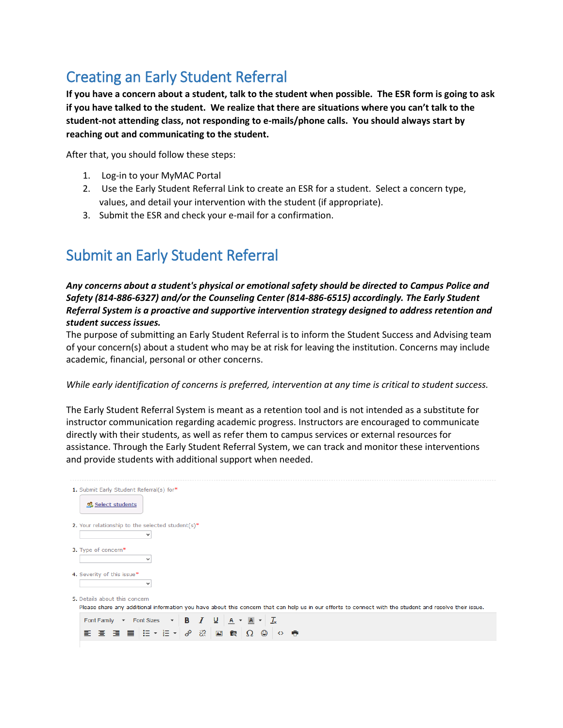# Creating an Early Student Referral

**If you have a concern about a student, talk to the student when possible. The ESR form is going to ask if you have talked to the student. We realize that there are situations where you can't talk to the student-not attending class, not responding to e-mails/phone calls. You should always start by reaching out and communicating to the student.**

After that, you should follow these steps:

1. Log-in to your MyMAC Portal
2. Use the Early Student Referral Link to create an ESR for a student. Select a concern type, values, and detail your intervention with the student (if appropriate).
3. Submit the ESR and check your e-mail for a confirmation.

# Submit an Early Student Referral

***Any concerns about a student's physical or emotional safety should be directed to Campus Police and Safety (814-886-6327) and/or the Counseling Center (814-886-6515) accordingly. The Early Student Referral System is a proactive and supportive intervention strategy designed to address retention and student success issues.***

The purpose of submitting an Early Student Referral is to inform the Student Success and Advising team of your concern(s) about a student who may be at risk for leaving the institution. Concerns may include academic, financial, personal or other concerns.

*While early identification of concerns is preferred, intervention at any time is critical to student success.*

The Early Student Referral System is meant as a retention tool and is not intended as a substitute for instructor communication regarding academic progress. Instructors are encouraged to communicate directly with their students, as well as refer them to campus services or external resources for assistance. Through the Early Student Referral System, we can track and monitor these interventions and provide students with additional support when needed.

---

1. Submit Early Student Referral(s) for*
   Select students
2. Your relationship to the selected student(s)*
3. Type of concern*
4. Severity of this issue*
5. Details about this concern
   Please share any additional information you have about this concern that can help us in our efforts to connect with the student and resolve their issue.

   Font Family | Font Sizes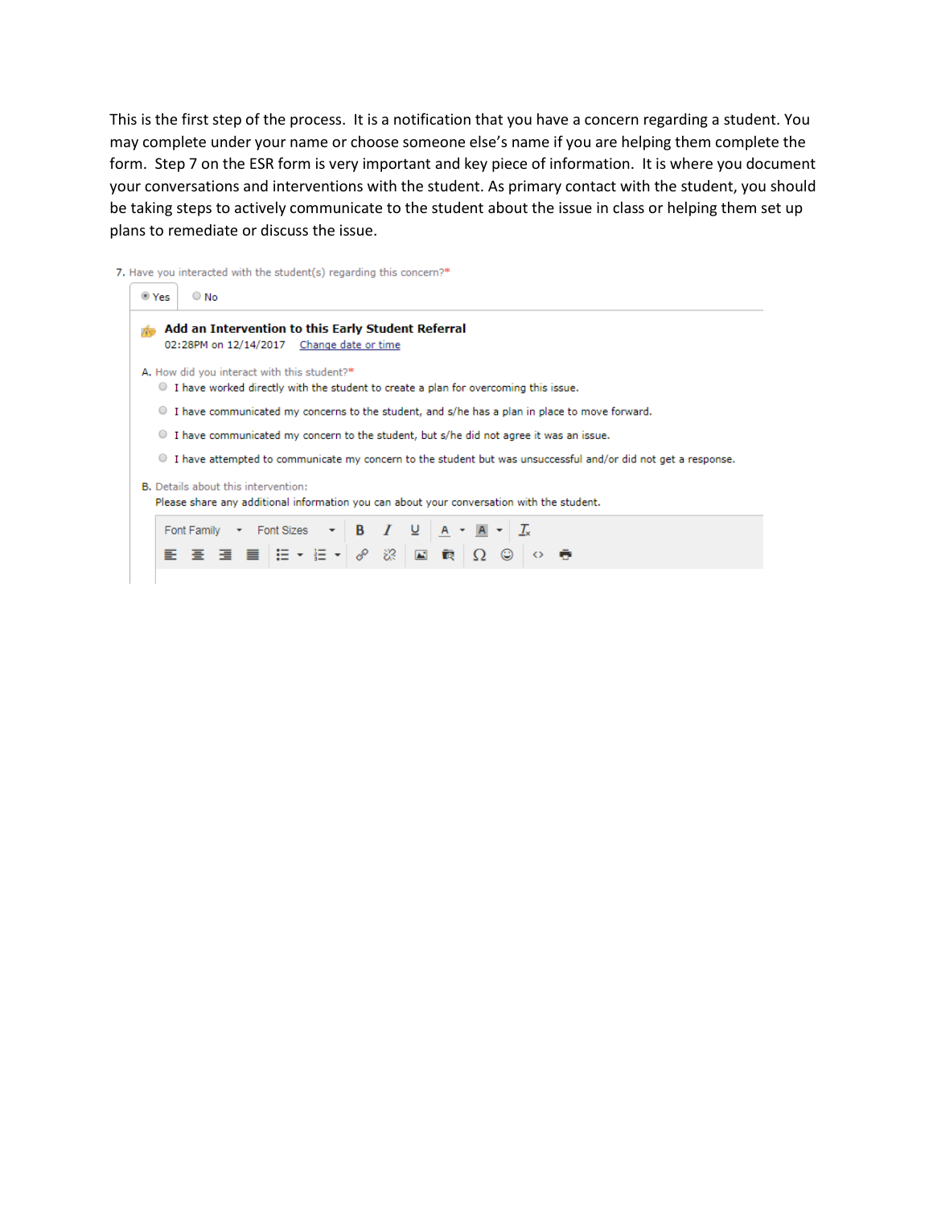This is the first step of the process. It is a notification that you have a concern regarding a student. You may complete under your name or choose someone else's name if you are helping them complete the form. Step 7 on the ESR form is very important and key piece of information. It is where you document your conversations and interventions with the student. As primary contact with the student, you should be taking steps to actively communicate to the student about the issue in class or helping them set up plans to remediate or discuss the issue.

7. Have you interacted with the student(s) regarding this concern?*

- (•) Yes
- ( ) No

**Add an Intervention to this Early Student Referral**

02:28PM on 12/14/2017 Change date or time

A. How did you interact with this student?*

- ( ) I have worked directly with the student to create a plan for overcoming this issue.
- ( ) I have communicated my concerns to the student, and s/he has a plan in place to move forward.
- ( ) I have communicated my concern to the student, but s/he did not agree it was an issue.
- ( ) I have attempted to communicate my concern to the student but was unsuccessful and/or did not get a response.

B. Details about this intervention:

Please share any additional information you can about your conversation with the student.

Font Family | Font Sizes | B | I | U | A | A | $I_x$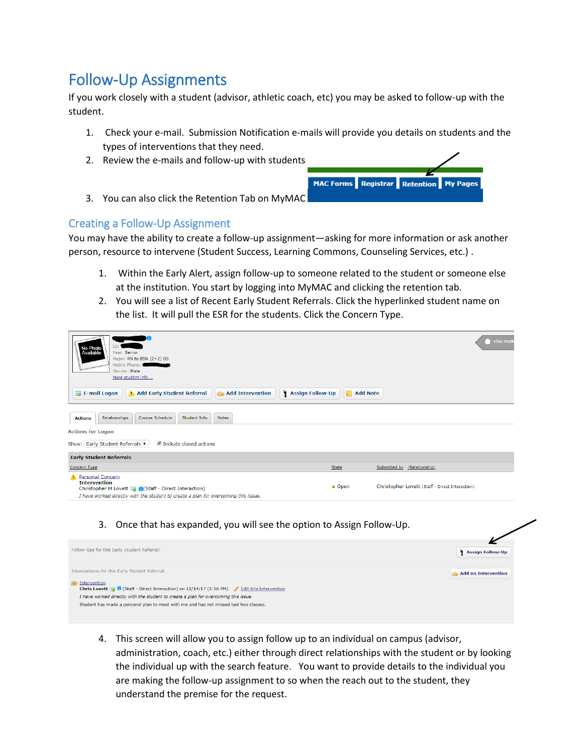# Follow-Up Assignments

If you work closely with a student (advisor, athletic coach, etc) you may be asked to follow-up with the student.

1. Check your e-mail. Submission Notification e-mails will provide you details on students and the types of interventions that they need.
2. Review the e-mails and follow-up with students
3. You can also click the Retention Tab on MyMAC

## Creating a Follow-Up Assignment

You may have the ability to create a follow-up assignment—asking for more information or ask another person, resource to intervene (Student Success, Learning Commons, Counseling Services, etc.) .

1. Within the Early Alert, assign follow-up to someone related to the student or someone else at the institution. You start by logging into MyMAC and clicking the retention tab.
2. You will see a list of Recent Early Student Referrals. Click the hyperlinked student name on the list. It will pull the ESR for the students. Click the Concern Type.
3. Once that has expanded, you will see the option to Assign Follow-Up.
4. This screen will allow you to assign follow up to an individual on campus (advisor, administration, coach, etc.) either through direct relationships with the student or by looking the individual up with the search feature. You want to provide details to the individual you are making the follow-up assignment to so when the reach out to the student, they understand the premise for the request.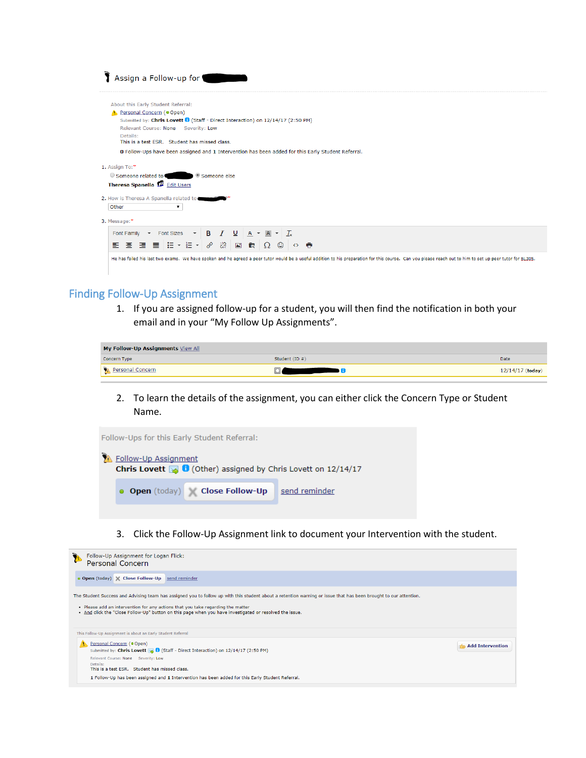Assign a Follow-up for

About this Early Student Referral:
Personal Concern (Open)
Submitted by: Chris Lovett (Staff - Direct Interaction) on 12/14/17 (2:50 PM)
Relevant Course: None Severity: Low
Details:
This is a test ESR. Student has missed class.
0 Follow-Ups have been assigned and 1 Intervention has been added for this Early Student Referral.

1. Assign To:*
Someone related to Someone else
Theresa Spanella Edit Users

2. How is Theresa A Spanella related to *
Other

3. Message:*
Font Family Font Sizes

He has failed his last two exams. We have spoken and he agreed a peer tutor would be a useful addition to his preparation for this course. Can you please reach out to him to set up peer tutor for BL305.

## Finding Follow-Up Assignment

1. If you are assigned follow-up for a student, you will then find the notification in both your email and in your "My Follow Up Assignments".

**My Follow-Up Assignments** View All

| Concern Type | Student (ID #) | Date |
|---|---|---|
| Personal Concern | | 12/14/17 (today) |

2. To learn the details of the assignment, you can either click the Concern Type or Student Name.

Follow-Ups for this Early Student Referral:
Follow-Up Assignment
**Chris Lovett** (Other) assigned by Chris Lovett on 12/14/17
**Open** (today) **Close Follow-Up** send reminder

3. Click the Follow-Up Assignment link to document your Intervention with the student.

Follow-Up Assignment for Logan Flick:
Personal Concern
**Open** (today) Close Follow-Up send reminder

The Student Success and Advising team has assigned you to follow up with this student about a retention warning or issue that has been brought to our attention.

- Please add an intervention for any actions that you take regarding the matter
- And click the "Close Follow-Up" button on this page when you have investigated or resolved the issue.

This Follow-Up Assignment is about an Early Student Referral
Personal Concern (Open)
Submitted by: Chris Lovett (Staff - Direct Interaction) on 12/14/17 (2:50 PM)
Relevant Course: None Severity: Low
Details:
This is a test ESR. Student has missed class.
1 Follow-Up has been assigned and 1 Intervention has been added for this Early Student Referral.
Add Intervention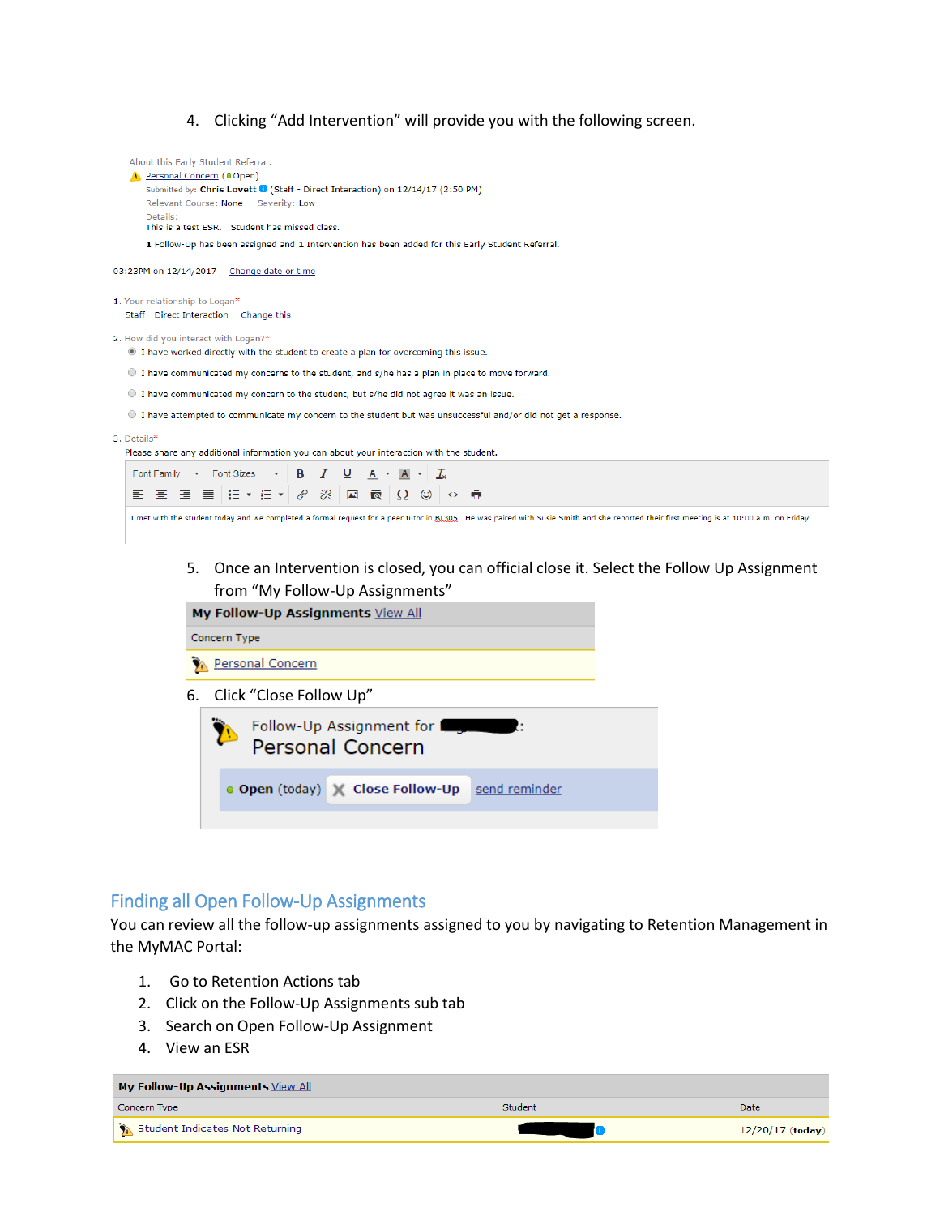4. Clicking "Add Intervention" will provide you with the following screen.

About this Early Student Referral:

Personal Concern (Open)

Submitted by: **Chris Lovett** (Staff - Direct Interaction) on 12/14/17 (2:50 PM)

Relevant Course: None    Severity: Low

Details:

This is a test ESR.   Student has missed class.

1 Follow-Up has been assigned and 1 Intervention has been added for this Early Student Referral.

03:23PM on 12/14/2017   Change date or time

1. Your relationship to Logan*

Staff - Direct Interaction   Change this

2. How did you interact with Logan?*

- (●) I have worked directly with the student to create a plan for overcoming this issue.
- ( ) I have communicated my concerns to the student, and s/he has a plan in place to move forward.
- ( ) I have communicated my concern to the student, but s/he did not agree it was an issue.
- ( ) I have attempted to communicate my concern to the student but was unsuccessful and/or did not get a response.

3. Details*

Please share any additional information you can about your interaction with the student.

Font Family   Font Sizes

I met with the student today and we completed a formal request for a peer tutor in BL305. He was paired with Susie Smith and she reported their first meeting is at 10:00 a.m. on Friday.

5. Once an Intervention is closed, you can official close it. Select the Follow Up Assignment from "My Follow-Up Assignments"

| **My Follow-Up Assignments** View All |
|---|
| Concern Type |
| Personal Concern |

6. Click "Close Follow Up"

Follow-Up Assignment for ████:

Personal Concern

**Open** (today)   **Close Follow-Up**   send reminder

## Finding all Open Follow-Up Assignments

You can review all the follow-up assignments assigned to you by navigating to Retention Management in the MyMAC Portal:

1. Go to Retention Actions tab
2. Click on the Follow-Up Assignments sub tab
3. Search on Open Follow-Up Assignment
4. View an ESR

| **My Follow-Up Assignments** View All | | |
|---|---|---|
| Concern Type | Student | Date |
| Student Indicates Not Returning | ████ | 12/20/17 (**today**) |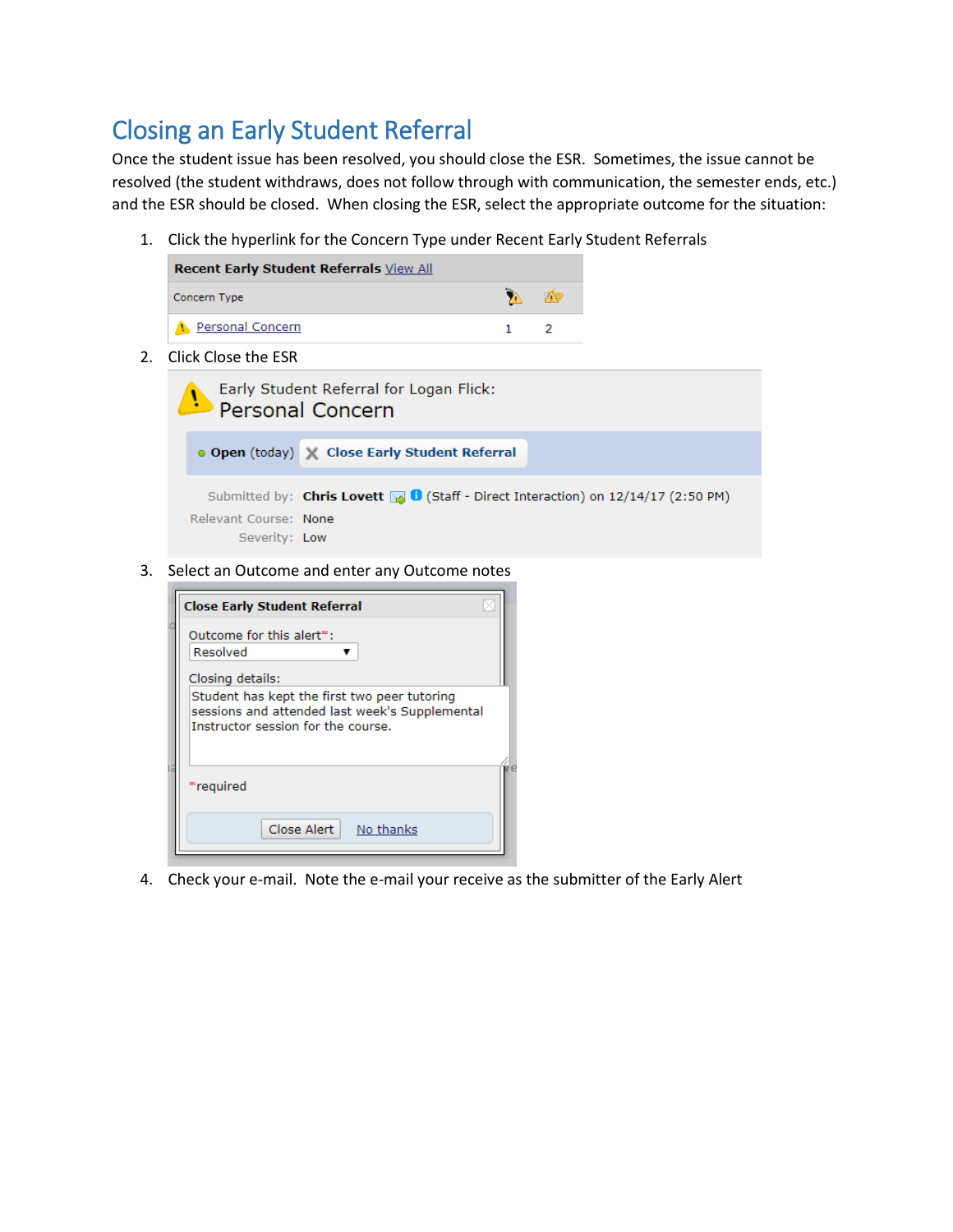# Closing an Early Student Referral

Once the student issue has been resolved, you should close the ESR. Sometimes, the issue cannot be resolved (the student withdraws, does not follow through with communication, the semester ends, etc.) and the ESR should be closed. When closing the ESR, select the appropriate outcome for the situation:

1. Click the hyperlink for the Concern Type under Recent Early Student Referrals

| Recent Early Student Referrals View All | | |
|---|---|---|
| Concern Type | | |
| Personal Concern | 1 | 2 |

2. Click Close the ESR

   Early Student Referral for Logan Flick:
   Personal Concern

   Open (today) Close Early Student Referral

   Submitted by: Chris Lovett (Staff - Direct Interaction) on 12/14/17 (2:50 PM)
   Relevant Course: None
   Severity: Low

3. Select an Outcome and enter any Outcome notes

   **Close Early Student Referral**

   Outcome for this alert*: Resolved

   Closing details:
   Student has kept the first two peer tutoring sessions and attended last week's Supplemental Instructor session for the course.

   *required

   Close Alert  No thanks

4. Check your e-mail. Note the e-mail your receive as the submitter of the Early Alert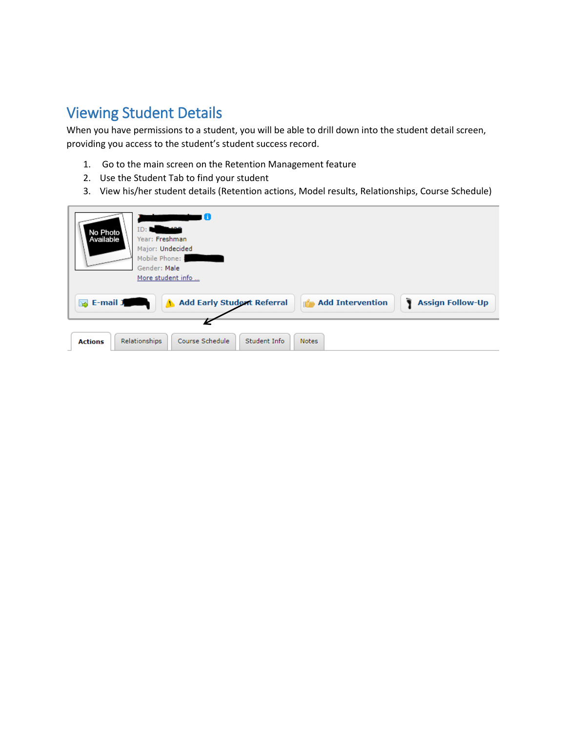## Viewing Student Details

When you have permissions to a student, you will be able to drill down into the student detail screen, providing you access to the student's student success record.

1. Go to the main screen on the Retention Management feature
2. Use the Student Tab to find your student
3. View his/her student details (Retention actions, Model results, Relationships, Course Schedule)

No Photo Available

ID:
Year: Freshman
Major: Undecided
Mobile Phone:
Gender: Male
More student info ...

E-mail | Add Early Student Referral | Add Intervention | Assign Follow-Up

Actions | Relationships | Course Schedule | Student Info | Notes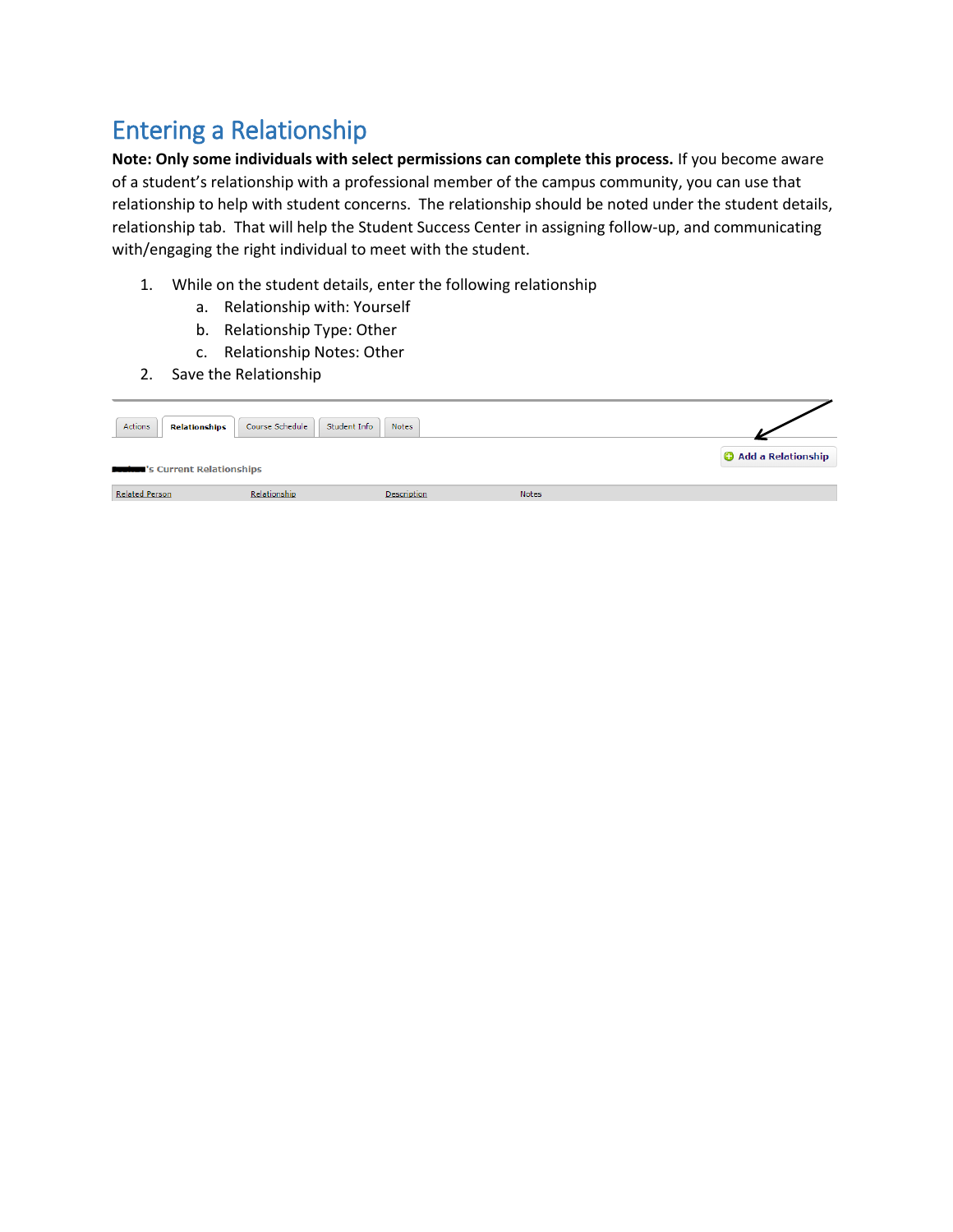# Entering a Relationship

**Note: Only some individuals with select permissions can complete this process.** If you become aware of a student's relationship with a professional member of the campus community, you can use that relationship to help with student concerns. The relationship should be noted under the student details, relationship tab. That will help the Student Success Center in assigning follow-up, and communicating with/engaging the right individual to meet with the student.

1. While on the student details, enter the following relationship
   a. Relationship with: Yourself
   b. Relationship Type: Other
   c. Relationship Notes: Other
2. Save the Relationship

Actions | Relationships | Course Schedule | Student Info | Notes

Add a Relationship

's Current Relationships

| Related Person | Relationship | Description | Notes |
| --- | --- | --- | --- |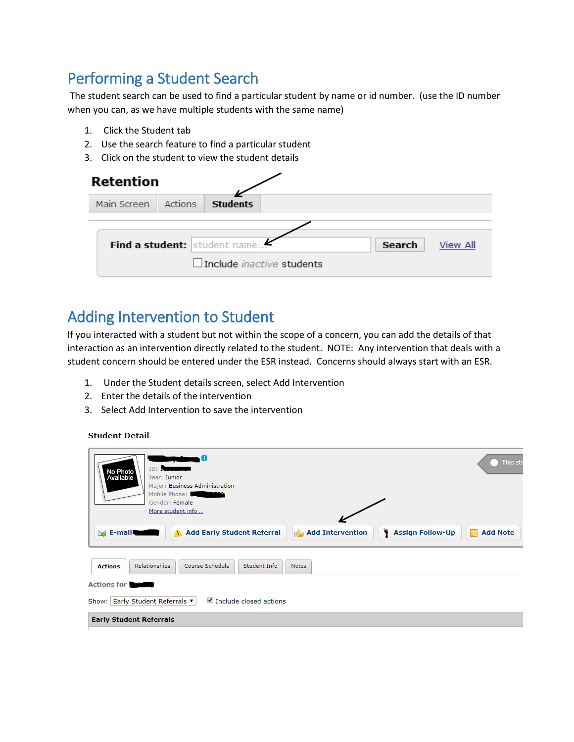# Performing a Student Search

The student search can be used to find a particular student by name or id number. (use the ID number when you can, as we have multiple students with the same name)

1. Click the Student tab
2. Use the search feature to find a particular student
3. Click on the student to view the student details

# Adding Intervention to Student

If you interacted with a student but not within the scope of a concern, you can add the details of that interaction as an intervention directly related to the student. NOTE: Any intervention that deals with a student concern should be entered under the ESR instead. Concerns should always start with an ESR.

1. Under the Student details screen, select Add Intervention
2. Enter the details of the intervention
3. Select Add Intervention to save the intervention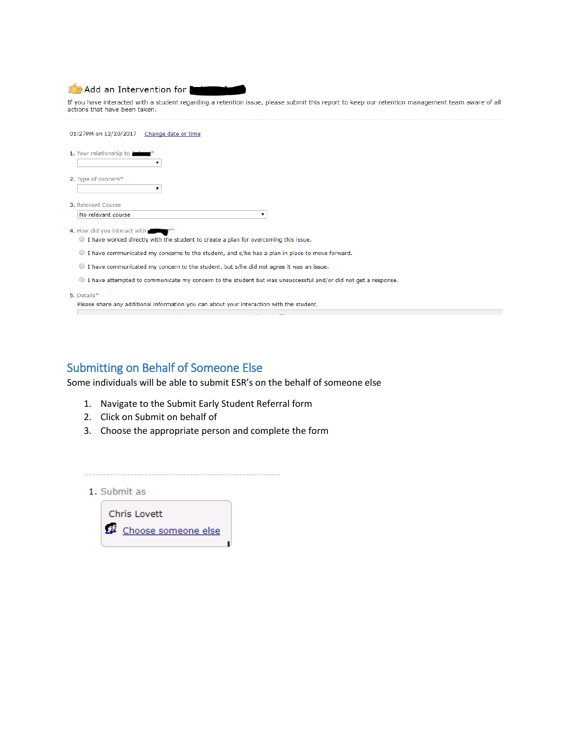Add an Intervention for

If you have interacted with a student regarding a retention issue, please submit this report to keep our retention management team aware of all actions that have been taken.

01:27PM on 12/20/2017 Change date or time

1. Your relationship to *
2. Type of concern*
3. Relevant Course

   No relevant course

4. How did you interact with ?*
   - I have worked directly with the student to create a plan for overcoming this issue.
   - I have communicated my concerns to the student, and s/he has a plan in place to move forward.
   - I have communicated my concern to the student, but s/he did not agree it was an issue.
   - I have attempted to communicate my concern to the student but was unsuccessful and/or did not get a response.
5. Details*

   Please share any additional information you can about your interaction with the student.

## Submitting on Behalf of Someone Else

Some individuals will be able to submit ESR's on the behalf of someone else

1. Navigate to the Submit Early Student Referral form
2. Click on Submit on behalf of
3. Choose the appropriate person and complete the form

1. Submit as

   Chris Lovett

   Choose someone else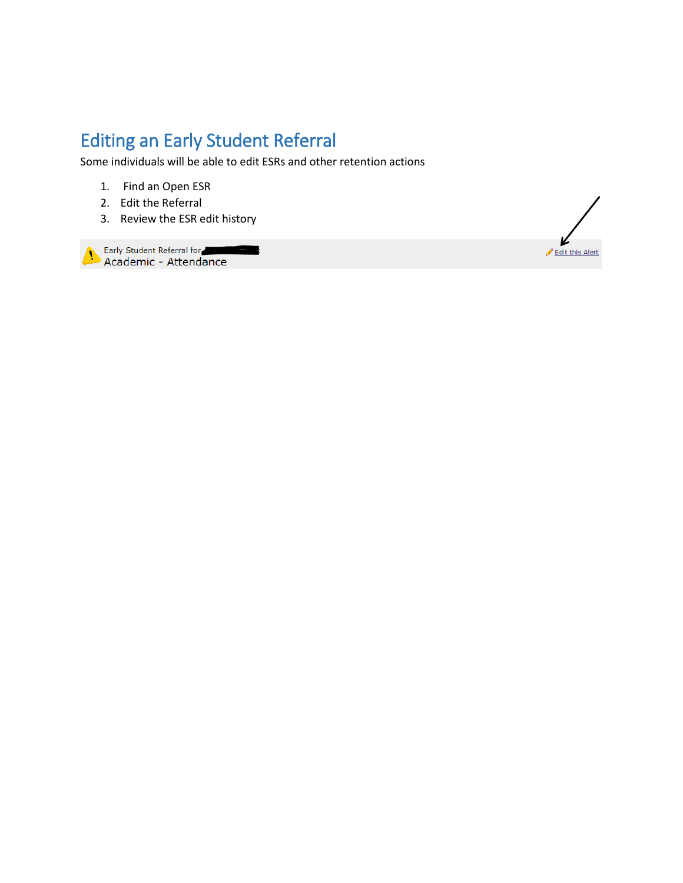# Editing an Early Student Referral

Some individuals will be able to edit ESRs and other retention actions

1. Find an Open ESR
2. Edit the Referral
3. Review the ESR edit history

Early Student Referral for
Academic - Attendance

Edit this Alert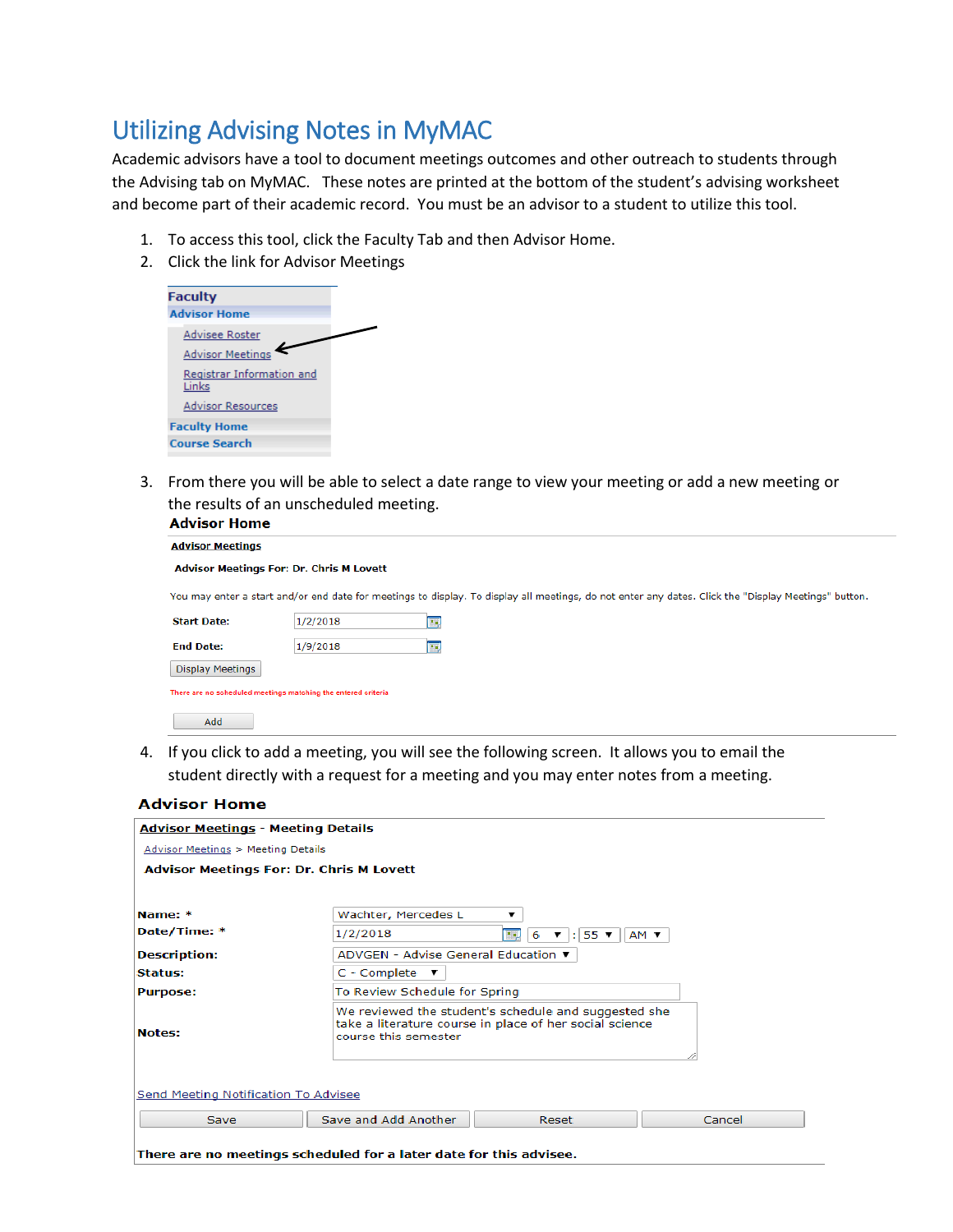# Utilizing Advising Notes in MyMAC

Academic advisors have a tool to document meetings outcomes and other outreach to students through the Advising tab on MyMAC. These notes are printed at the bottom of the student's advising worksheet and become part of their academic record. You must be an advisor to a student to utilize this tool.

1. To access this tool, click the Faculty Tab and then Advisor Home.
2. Click the link for Advisor Meetings

**Faculty**
**Advisor Home**
Advisee Roster
Advisor Meetings
Registrar Information and Links
Advisor Resources
**Faculty Home**
**Course Search**

3. From there you will be able to select a date range to view your meeting or add a new meeting or the results of an unscheduled meeting.

**Advisor Home**

**Advisor Meetings**

**Advisor Meetings For: Dr. Chris M Lovett**

You may enter a start and/or end date for meetings to display. To display all meetings, do not enter any dates. Click the "Display Meetings" button.

**Start Date:** 1/2/2018

**End Date:** 1/9/2018

Display Meetings

There are no scheduled meetings matching the entered criteria

Add

4. If you click to add a meeting, you will see the following screen. It allows you to email the student directly with a request for a meeting and you may enter notes from a meeting.

**Advisor Home**

**Advisor Meetings - Meeting Details**

Advisor Meetings > Meeting Details

**Advisor Meetings For: Dr. Chris M Lovett**

| | |
|---|---|
| **Name: *** | Wachter, Mercedes L |
| **Date/Time: *** | 1/2/2018 6 : 55 AM |
| **Description:** | ADVGEN - Advise General Education |
| **Status:** | C - Complete |
| **Purpose:** | To Review Schedule for Spring |
| **Notes:** | We reviewed the student's schedule and suggested she take a literature course in place of her social science course this semester |

Send Meeting Notification To Advisee

Save | Save and Add Another | Reset | Cancel

**There are no meetings scheduled for a later date for this advisee.**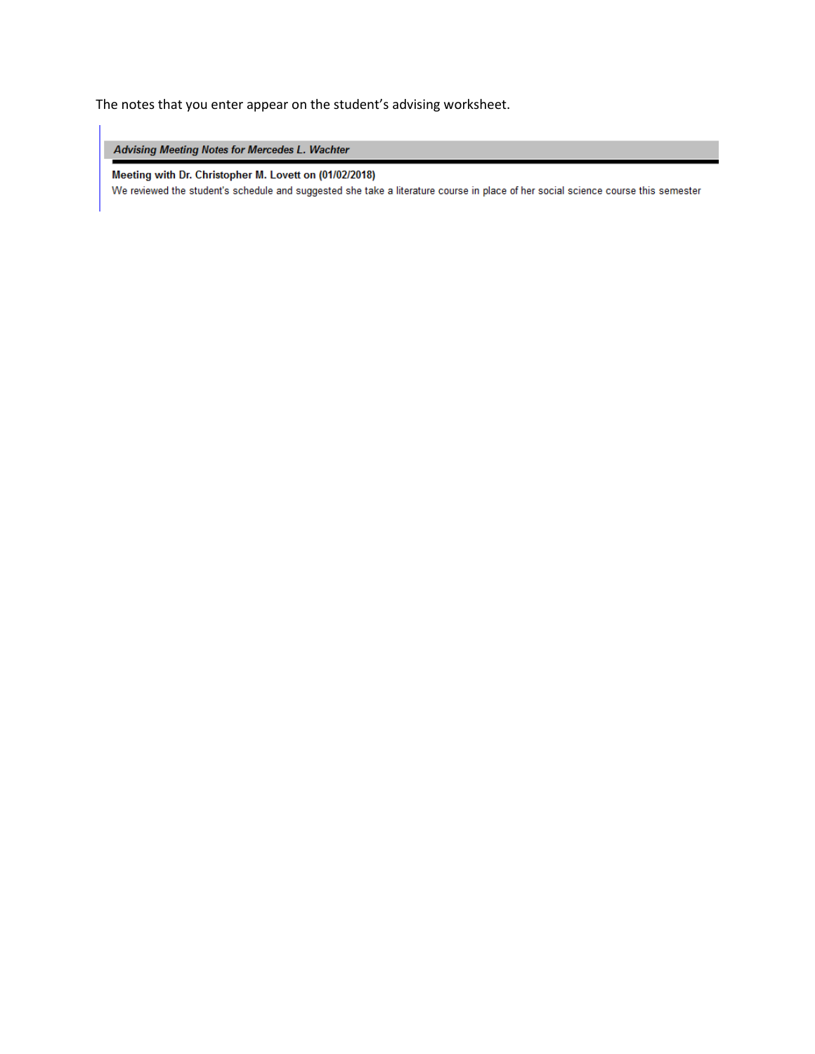The notes that you enter appear on the student's advising worksheet.

> ***Advising Meeting Notes for Mercedes L. Wachter***
>
> **Meeting with Dr. Christopher M. Lovett on (01/02/2018)**
> We reviewed the student's schedule and suggested she take a literature course in place of her social science course this semester